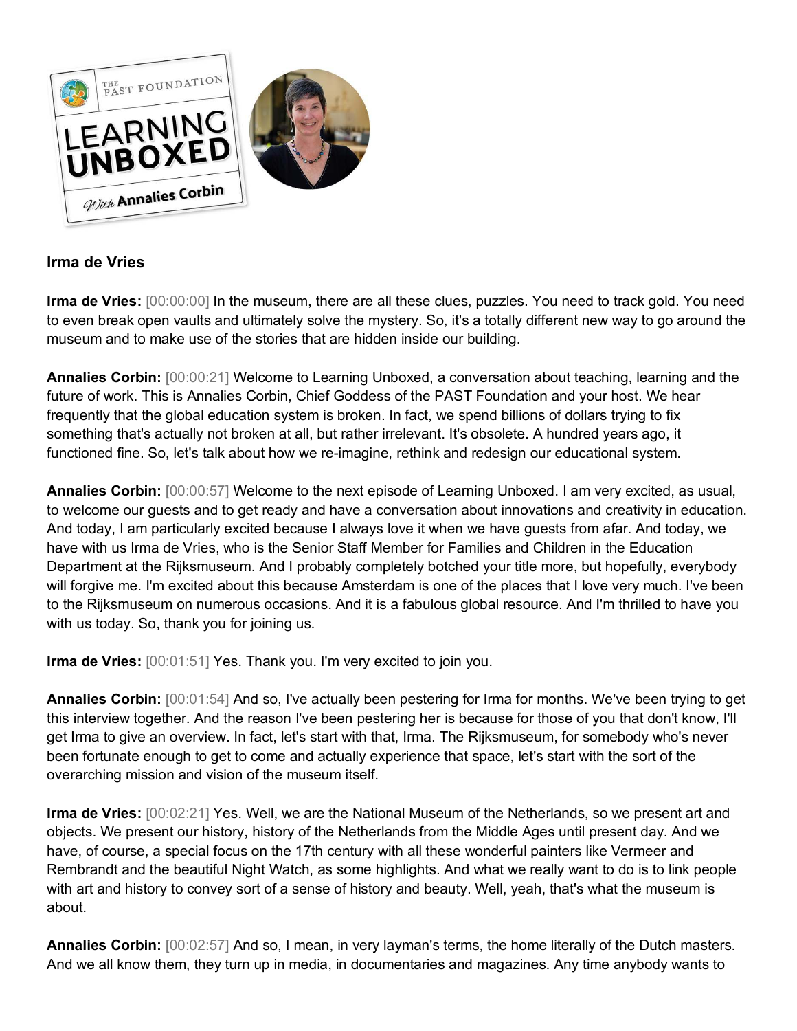**Irma de Vries**

**Irma de Vries:** [00:00:00] In the museum, there are all these clues, puzzles. You need to track gold. You need to even break open vaults and ultimately solve the mystery. So, it's a totally different new way to go around the museum and to make use of the stories that are hidden inside our building.

**Annalies Corbin:** [00:00:21] Welcome to Learning Unboxed, a conversation about teaching, learning and the future of work. This is Annalies Corbin, Chief Goddess of the PAST Foundation and your host. We hear frequently that the global education system is broken. In fact, we spend billions of dollars trying to fix something that's actually not broken at all, but rather irrelevant. It's obsolete. A hundred years ago, it functioned fine. So, let's talk about how we re-imagine, rethink and redesign our educational system.

**Annalies Corbin:** [00:00:57] Welcome to the next episode of Learning Unboxed. I am very excited, as usual, to welcome our guests and to get ready and have a conversation about innovations and creativity in education. And today, I am particularly excited because I always love it when we have guests from afar. And today, we have with us Irma de Vries, who is the Senior Staff Member for Families and Children in the Education Department at the Rijksmuseum. And I probably completely botched your title more, but hopefully, everybody will forgive me. I'm excited about this because Amsterdam is one of the places that I love very much. I've been to the Rijksmuseum on numerous occasions. And it is a fabulous global resource. And I'm thrilled to have you with us today. So, thank you for joining us.

**Irma de Vries:** [00:01:51] Yes. Thank you. I'm very excited to join you.

**Annalies Corbin:** [00:01:54] And so, I've actually been pestering for Irma for months. We've been trying to get this interview together. And the reason I've been pestering her is because for those of you that don't know, I'll get Irma to give an overview. In fact, let's start with that, Irma. The Rijksmuseum, for somebody who's never been fortunate enough to get to come and actually experience that space, let's start with the sort of the overarching mission and vision of the museum itself.

**Irma de Vries:** [00:02:21] Yes. Well, we are the National Museum of the Netherlands, so we present art and objects. We present our history, history of the Netherlands from the Middle Ages until present day. And we have, of course, a special focus on the 17th century with all these wonderful painters like Vermeer and Rembrandt and the beautiful Night Watch, as some highlights. And what we really want to do is to link people with art and history to convey sort of a sense of history and beauty. Well, yeah, that's what the museum is about.

**Annalies Corbin:** [00:02:57] And so, I mean, in very layman's terms, the home literally of the Dutch masters. And we all know them, they turn up in media, in documentaries and magazines. Any time anybody wants to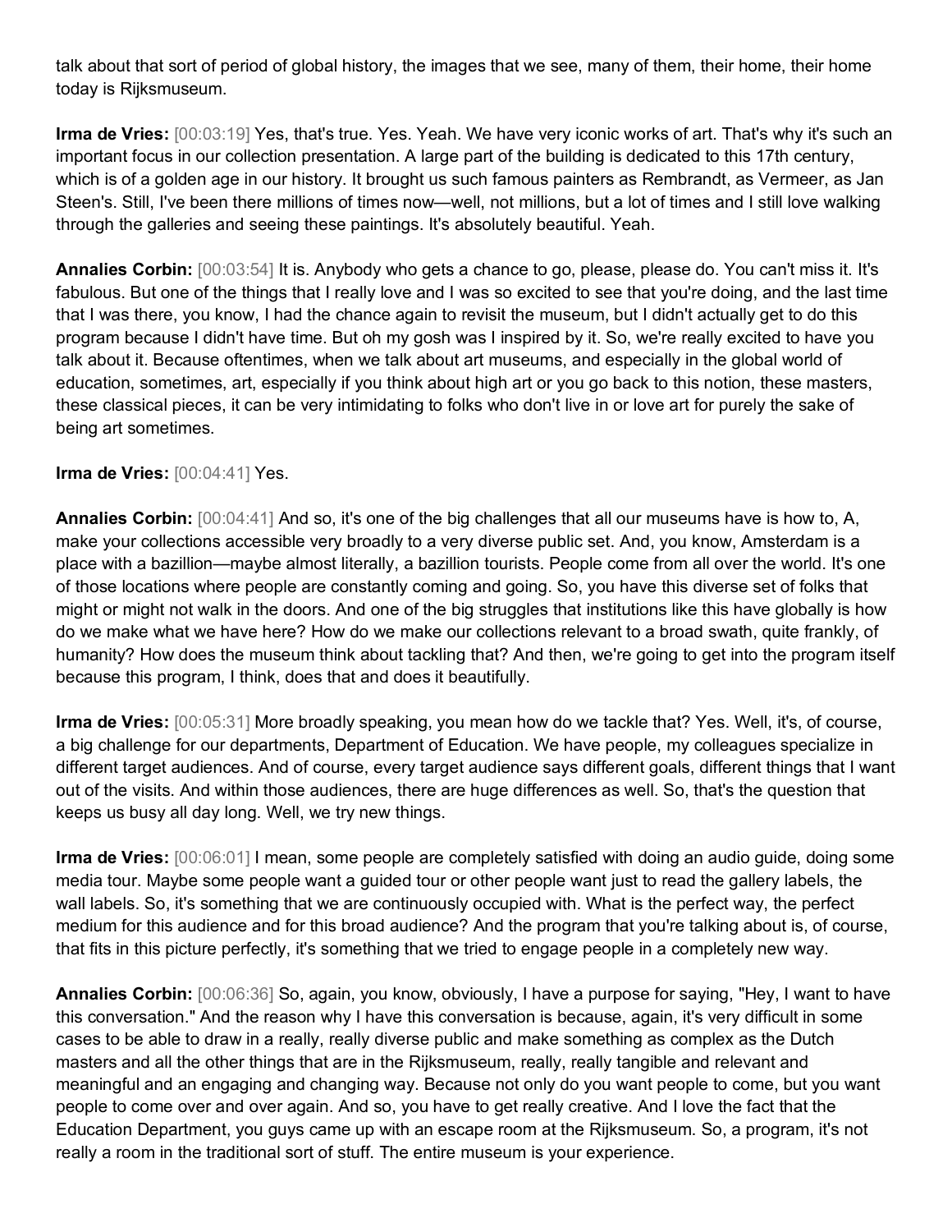talk about that sort of period of global history, the images that we see, many of them, their home, their home today is Rijksmuseum.

**Irma de Vries:** [00:03:19] Yes, that's true. Yes. Yeah. We have very iconic works of art. That's why it's such an important focus in our collection presentation. A large part of the building is dedicated to this 17th century, which is of a golden age in our history. It brought us such famous painters as Rembrandt, as Vermeer, as Jan Steen's. Still, I've been there millions of times now—well, not millions, but a lot of times and I still love walking through the galleries and seeing these paintings. It's absolutely beautiful. Yeah.

**Annalies Corbin:** [00:03:54] It is. Anybody who gets a chance to go, please, please do. You can't miss it. It's fabulous. But one of the things that I really love and I was so excited to see that you're doing, and the last time that I was there, you know, I had the chance again to revisit the museum, but I didn't actually get to do this program because I didn't have time. But oh my gosh was I inspired by it. So, we're really excited to have you talk about it. Because oftentimes, when we talk about art museums, and especially in the global world of education, sometimes, art, especially if you think about high art or you go back to this notion, these masters, these classical pieces, it can be very intimidating to folks who don't live in or love art for purely the sake of being art sometimes.

**Irma de Vries:** [00:04:41] Yes.

**Annalies Corbin:** [00:04:41] And so, it's one of the big challenges that all our museums have is how to, A, make your collections accessible very broadly to a very diverse public set. And, you know, Amsterdam is a place with a bazillion—maybe almost literally, a bazillion tourists. People come from all over the world. It's one of those locations where people are constantly coming and going. So, you have this diverse set of folks that might or might not walk in the doors. And one of the big struggles that institutions like this have globally is how do we make what we have here? How do we make our collections relevant to a broad swath, quite frankly, of humanity? How does the museum think about tackling that? And then, we're going to get into the program itself because this program, I think, does that and does it beautifully.

**Irma de Vries:** [00:05:31] More broadly speaking, you mean how do we tackle that? Yes. Well, it's, of course, a big challenge for our departments, Department of Education. We have people, my colleagues specialize in different target audiences. And of course, every target audience says different goals, different things that I want out of the visits. And within those audiences, there are huge differences as well. So, that's the question that keeps us busy all day long. Well, we try new things.

**Irma de Vries:** [00:06:01] I mean, some people are completely satisfied with doing an audio guide, doing some media tour. Maybe some people want a guided tour or other people want just to read the gallery labels, the wall labels. So, it's something that we are continuously occupied with. What is the perfect way, the perfect medium for this audience and for this broad audience? And the program that you're talking about is, of course, that fits in this picture perfectly, it's something that we tried to engage people in a completely new way.

**Annalies Corbin:** [00:06:36] So, again, you know, obviously, I have a purpose for saying, "Hey, I want to have this conversation." And the reason why I have this conversation is because, again, it's very difficult in some cases to be able to draw in a really, really diverse public and make something as complex as the Dutch masters and all the other things that are in the Rijksmuseum, really, really tangible and relevant and meaningful and an engaging and changing way. Because not only do you want people to come, but you want people to come over and over again. And so, you have to get really creative. And I love the fact that the Education Department, you guys came up with an escape room at the Rijksmuseum. So, a program, it's not really a room in the traditional sort of stuff. The entire museum is your experience.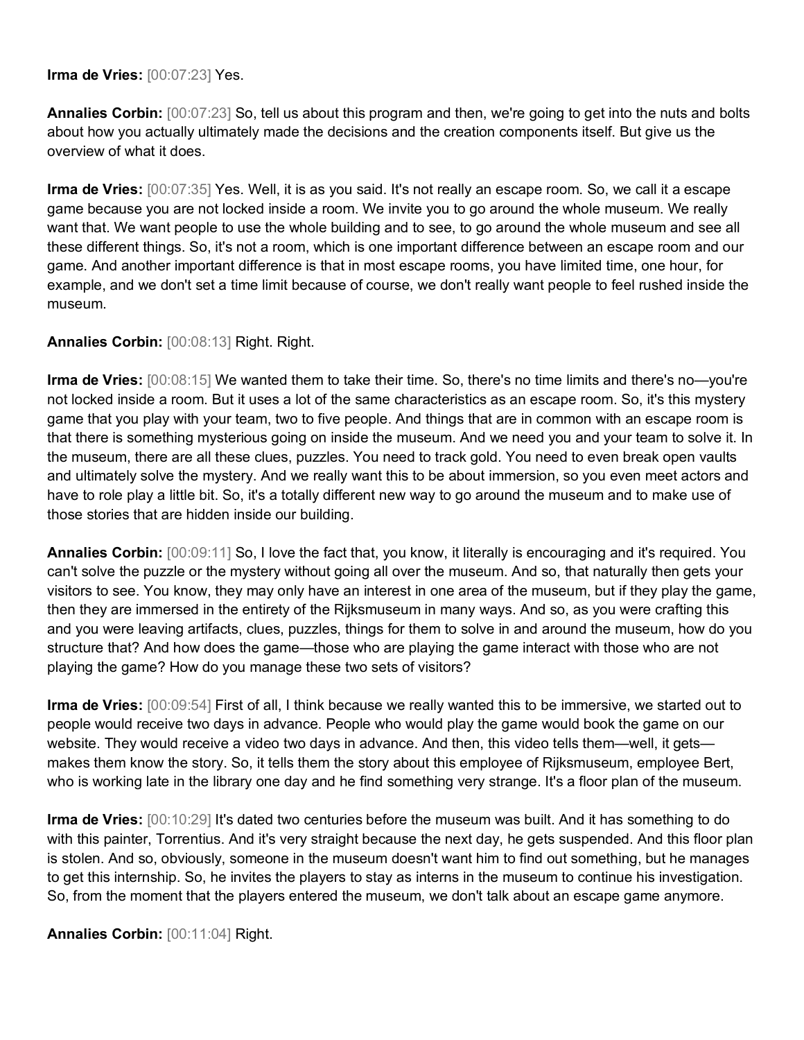**Irma de Vries:** [00:07:23] Yes.

**Annalies Corbin:** [00:07:23] So, tell us about this program and then, we're going to get into the nuts and bolts about how you actually ultimately made the decisions and the creation components itself. But give us the overview of what it does.

**Irma de Vries:** [00:07:35] Yes. Well, it is as you said. It's not really an escape room. So, we call it a escape game because you are not locked inside a room. We invite you to go around the whole museum. We really want that. We want people to use the whole building and to see, to go around the whole museum and see all these different things. So, it's not a room, which is one important difference between an escape room and our game. And another important difference is that in most escape rooms, you have limited time, one hour, for example, and we don't set a time limit because of course, we don't really want people to feel rushed inside the museum.

**Annalies Corbin:** [00:08:13] Right. Right.

**Irma de Vries:** [00:08:15] We wanted them to take their time. So, there's no time limits and there's no—you're not locked inside a room. But it uses a lot of the same characteristics as an escape room. So, it's this mystery game that you play with your team, two to five people. And things that are in common with an escape room is that there is something mysterious going on inside the museum. And we need you and your team to solve it. In the museum, there are all these clues, puzzles. You need to track gold. You need to even break open vaults and ultimately solve the mystery. And we really want this to be about immersion, so you even meet actors and have to role play a little bit. So, it's a totally different new way to go around the museum and to make use of those stories that are hidden inside our building.

**Annalies Corbin:** [00:09:11] So, I love the fact that, you know, it literally is encouraging and it's required. You can't solve the puzzle or the mystery without going all over the museum. And so, that naturally then gets your visitors to see. You know, they may only have an interest in one area of the museum, but if they play the game, then they are immersed in the entirety of the Rijksmuseum in many ways. And so, as you were crafting this and you were leaving artifacts, clues, puzzles, things for them to solve in and around the museum, how do you structure that? And how does the game—those who are playing the game interact with those who are not playing the game? How do you manage these two sets of visitors?

**Irma de Vries:** [00:09:54] First of all, I think because we really wanted this to be immersive, we started out to people would receive two days in advance. People who would play the game would book the game on our website. They would receive a video two days in advance. And then, this video tells them—well, it gets—makes them know the story. So, it tells them the story about this employee of Rijksmuseum, employee Bert, who is working late in the library one day and he find something very strange. It's a floor plan of the museum.

**Irma de Vries:** [00:10:29] It's dated two centuries before the museum was built. And it has something to do with this painter, Torrentius. And it's very straight because the next day, he gets suspended. And this floor plan is stolen. And so, obviously, someone in the museum doesn't want him to find out something, but he manages to get this internship. So, he invites the players to stay as interns in the museum to continue his investigation. So, from the moment that the players entered the museum, we don't talk about an escape game anymore.

**Annalies Corbin:** [00:11:04] Right.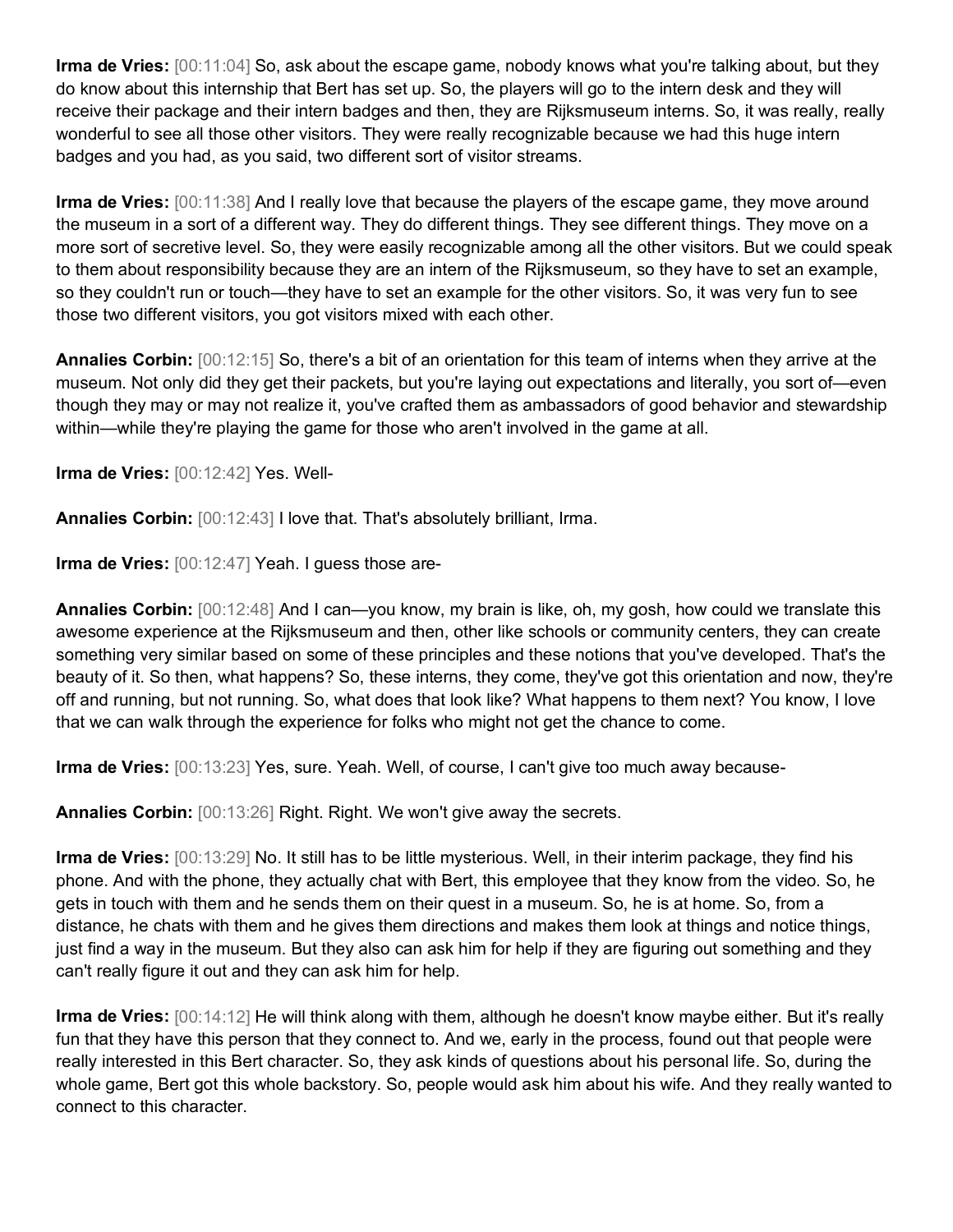**Irma de Vries:** [00:11:04] So, ask about the escape game, nobody knows what you're talking about, but they do know about this internship that Bert has set up. So, the players will go to the intern desk and they will receive their package and their intern badges and then, they are Rijksmuseum interns. So, it was really, really wonderful to see all those other visitors. They were really recognizable because we had this huge intern badges and you had, as you said, two different sort of visitor streams.

**Irma de Vries:** [00:11:38] And I really love that because the players of the escape game, they move around the museum in a sort of a different way. They do different things. They see different things. They move on a more sort of secretive level. So, they were easily recognizable among all the other visitors. But we could speak to them about responsibility because they are an intern of the Rijksmuseum, so they have to set an example, so they couldn't run or touch—they have to set an example for the other visitors. So, it was very fun to see those two different visitors, you got visitors mixed with each other.

**Annalies Corbin:** [00:12:15] So, there's a bit of an orientation for this team of interns when they arrive at the museum. Not only did they get their packets, but you're laying out expectations and literally, you sort of—even though they may or may not realize it, you've crafted them as ambassadors of good behavior and stewardship within—while they're playing the game for those who aren't involved in the game at all.

**Irma de Vries:** [00:12:42] Yes. Well-

**Annalies Corbin:** [00:12:43] I love that. That's absolutely brilliant, Irma.

**Irma de Vries:** [00:12:47] Yeah. I guess those are-

**Annalies Corbin:** [00:12:48] And I can—you know, my brain is like, oh, my gosh, how could we translate this awesome experience at the Rijksmuseum and then, other like schools or community centers, they can create something very similar based on some of these principles and these notions that you've developed. That's the beauty of it. So then, what happens? So, these interns, they come, they've got this orientation and now, they're off and running, but not running. So, what does that look like? What happens to them next? You know, I love that we can walk through the experience for folks who might not get the chance to come.

**Irma de Vries:** [00:13:23] Yes, sure. Yeah. Well, of course, I can't give too much away because-

**Annalies Corbin:** [00:13:26] Right. Right. We won't give away the secrets.

**Irma de Vries:** [00:13:29] No. It still has to be little mysterious. Well, in their interim package, they find his phone. And with the phone, they actually chat with Bert, this employee that they know from the video. So, he gets in touch with them and he sends them on their quest in a museum. So, he is at home. So, from a distance, he chats with them and he gives them directions and makes them look at things and notice things, just find a way in the museum. But they also can ask him for help if they are figuring out something and they can't really figure it out and they can ask him for help.

**Irma de Vries:** [00:14:12] He will think along with them, although he doesn't know maybe either. But it's really fun that they have this person that they connect to. And we, early in the process, found out that people were really interested in this Bert character. So, they ask kinds of questions about his personal life. So, during the whole game, Bert got this whole backstory. So, people would ask him about his wife. And they really wanted to connect to this character.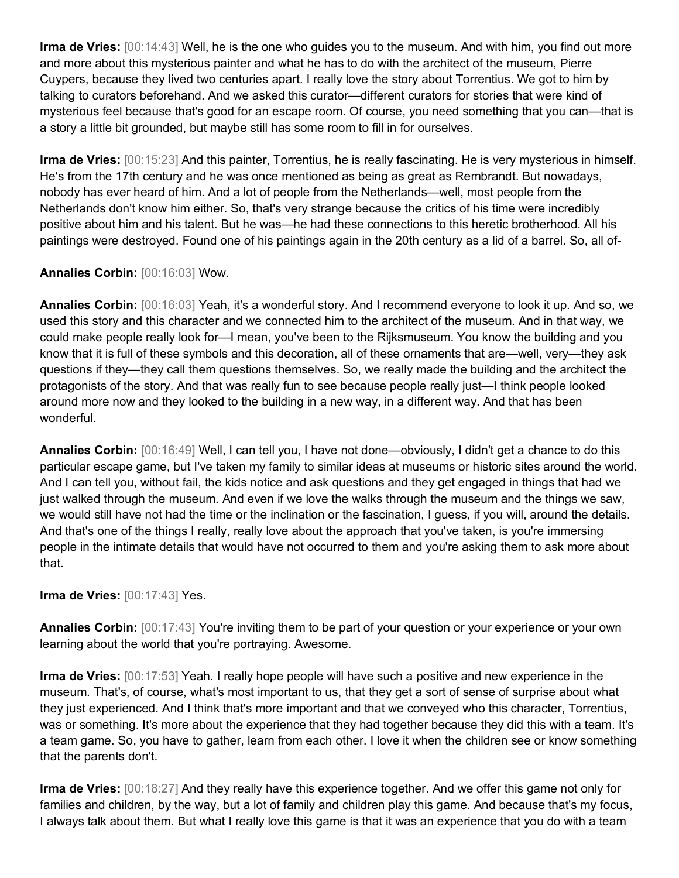**Irma de Vries:** [00:14:43] Well, he is the one who guides you to the museum. And with him, you find out more and more about this mysterious painter and what he has to do with the architect of the museum, Pierre Cuypers, because they lived two centuries apart. I really love the story about Torrentius. We got to him by talking to curators beforehand. And we asked this curator—different curators for stories that were kind of mysterious feel because that's good for an escape room. Of course, you need something that you can—that is a story a little bit grounded, but maybe still has some room to fill in for ourselves.

**Irma de Vries:** [00:15:23] And this painter, Torrentius, he is really fascinating. He is very mysterious in himself. He's from the 17th century and he was once mentioned as being as great as Rembrandt. But nowadays, nobody has ever heard of him. And a lot of people from the Netherlands—well, most people from the Netherlands don't know him either. So, that's very strange because the critics of his time were incredibly positive about him and his talent. But he was—he had these connections to this heretic brotherhood. All his paintings were destroyed. Found one of his paintings again in the 20th century as a lid of a barrel. So, all of-

**Annalies Corbin:** [00:16:03] Wow.

**Annalies Corbin:** [00:16:03] Yeah, it's a wonderful story. And I recommend everyone to look it up. And so, we used this story and this character and we connected him to the architect of the museum. And in that way, we could make people really look for—I mean, you've been to the Rijksmuseum. You know the building and you know that it is full of these symbols and this decoration, all of these ornaments that are—well, very—they ask questions if they—they call them questions themselves. So, we really made the building and the architect the protagonists of the story. And that was really fun to see because people really just—I think people looked around more now and they looked to the building in a new way, in a different way. And that has been wonderful.

**Annalies Corbin:** [00:16:49] Well, I can tell you, I have not done—obviously, I didn't get a chance to do this particular escape game, but I've taken my family to similar ideas at museums or historic sites around the world. And I can tell you, without fail, the kids notice and ask questions and they get engaged in things that had we just walked through the museum. And even if we love the walks through the museum and the things we saw, we would still have not had the time or the inclination or the fascination, I guess, if you will, around the details. And that's one of the things I really, really love about the approach that you've taken, is you're immersing people in the intimate details that would have not occurred to them and you're asking them to ask more about that.

**Irma de Vries:** [00:17:43] Yes.

**Annalies Corbin:** [00:17:43] You're inviting them to be part of your question or your experience or your own learning about the world that you're portraying. Awesome.

**Irma de Vries:** [00:17:53] Yeah. I really hope people will have such a positive and new experience in the museum. That's, of course, what's most important to us, that they get a sort of sense of surprise about what they just experienced. And I think that's more important and that we conveyed who this character, Torrentius, was or something. It's more about the experience that they had together because they did this with a team. It's a team game. So, you have to gather, learn from each other. I love it when the children see or know something that the parents don't.

**Irma de Vries:** [00:18:27] And they really have this experience together. And we offer this game not only for families and children, by the way, but a lot of family and children play this game. And because that's my focus, I always talk about them. But what I really love this game is that it was an experience that you do with a team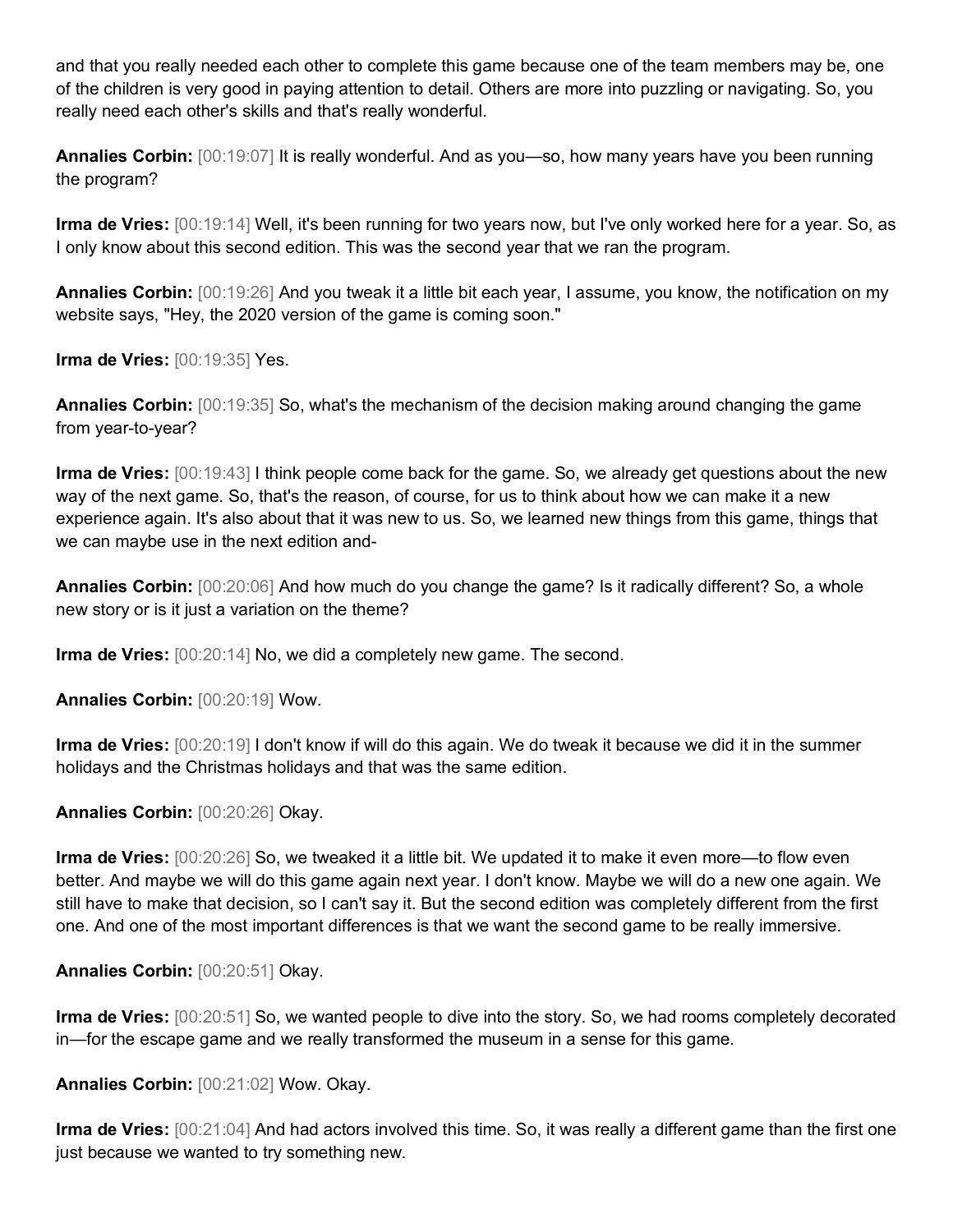and that you really needed each other to complete this game because one of the team members may be, one of the children is very good in paying attention to detail. Others are more into puzzling or navigating. So, you really need each other's skills and that's really wonderful.

**Annalies Corbin:** [00:19:07] It is really wonderful. And as you—so, how many years have you been running the program?

**Irma de Vries:** [00:19:14] Well, it's been running for two years now, but I've only worked here for a year. So, as I only know about this second edition. This was the second year that we ran the program.

**Annalies Corbin:** [00:19:26] And you tweak it a little bit each year, I assume, you know, the notification on my website says, "Hey, the 2020 version of the game is coming soon."

**Irma de Vries:** [00:19:35] Yes.

**Annalies Corbin:** [00:19:35] So, what's the mechanism of the decision making around changing the game from year-to-year?

**Irma de Vries:** [00:19:43] I think people come back for the game. So, we already get questions about the new way of the next game. So, that's the reason, of course, for us to think about how we can make it a new experience again. It's also about that it was new to us. So, we learned new things from this game, things that we can maybe use in the next edition and-

**Annalies Corbin:** [00:20:06] And how much do you change the game? Is it radically different? So, a whole new story or is it just a variation on the theme?

**Irma de Vries:** [00:20:14] No, we did a completely new game. The second.

**Annalies Corbin:** [00:20:19] Wow.

**Irma de Vries:** [00:20:19] I don't know if will do this again. We do tweak it because we did it in the summer holidays and the Christmas holidays and that was the same edition.

**Annalies Corbin:** [00:20:26] Okay.

**Irma de Vries:** [00:20:26] So, we tweaked it a little bit. We updated it to make it even more—to flow even better. And maybe we will do this game again next year. I don't know. Maybe we will do a new one again. We still have to make that decision, so I can't say it. But the second edition was completely different from the first one. And one of the most important differences is that we want the second game to be really immersive.

**Annalies Corbin:** [00:20:51] Okay.

**Irma de Vries:** [00:20:51] So, we wanted people to dive into the story. So, we had rooms completely decorated in—for the escape game and we really transformed the museum in a sense for this game.

**Annalies Corbin:** [00:21:02] Wow. Okay.

**Irma de Vries:** [00:21:04] And had actors involved this time. So, it was really a different game than the first one just because we wanted to try something new.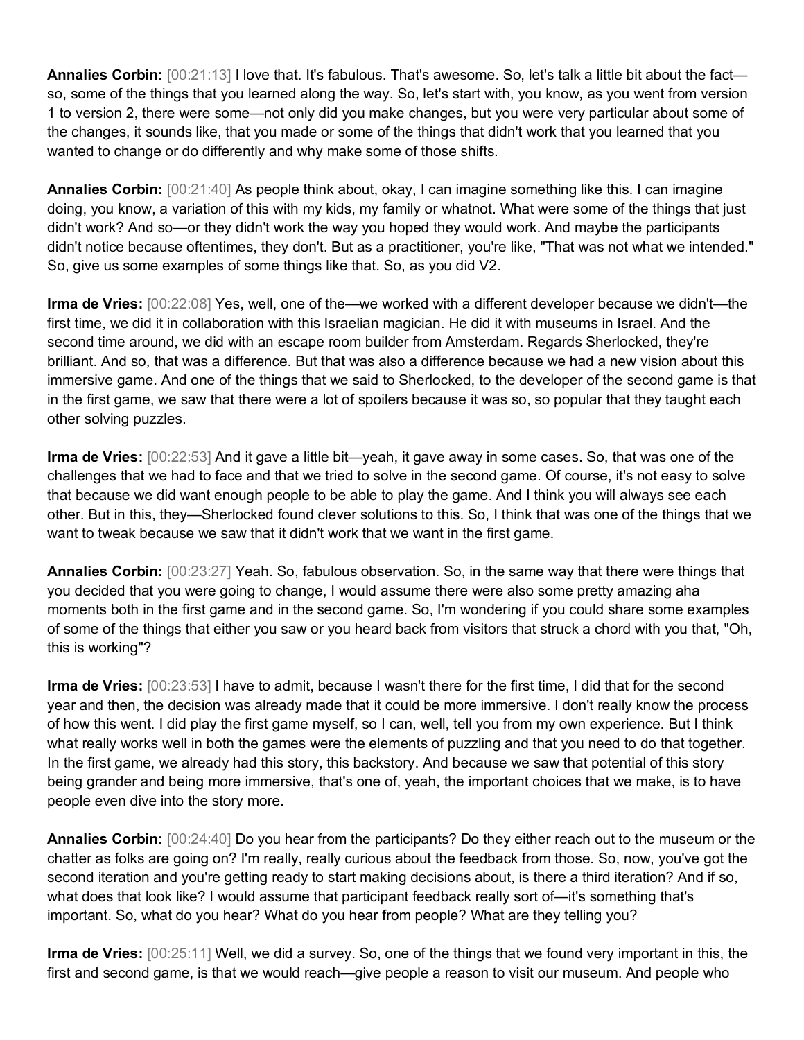**Annalies Corbin:** [00:21:13] I love that. It's fabulous. That's awesome. So, let's talk a little bit about the fact—so, some of the things that you learned along the way. So, let's start with, you know, as you went from version 1 to version 2, there were some—not only did you make changes, but you were very particular about some of the changes, it sounds like, that you made or some of the things that didn't work that you learned that you wanted to change or do differently and why make some of those shifts.

**Annalies Corbin:** [00:21:40] As people think about, okay, I can imagine something like this. I can imagine doing, you know, a variation of this with my kids, my family or whatnot. What were some of the things that just didn't work? And so—or they didn't work the way you hoped they would work. And maybe the participants didn't notice because oftentimes, they don't. But as a practitioner, you're like, "That was not what we intended." So, give us some examples of some things like that. So, as you did V2.

**Irma de Vries:** [00:22:08] Yes, well, one of the—we worked with a different developer because we didn't—the first time, we did it in collaboration with this Israelian magician. He did it with museums in Israel. And the second time around, we did with an escape room builder from Amsterdam. Regards Sherlocked, they're brilliant. And so, that was a difference. But that was also a difference because we had a new vision about this immersive game. And one of the things that we said to Sherlocked, to the developer of the second game is that in the first game, we saw that there were a lot of spoilers because it was so, so popular that they taught each other solving puzzles.

**Irma de Vries:** [00:22:53] And it gave a little bit—yeah, it gave away in some cases. So, that was one of the challenges that we had to face and that we tried to solve in the second game. Of course, it's not easy to solve that because we did want enough people to be able to play the game. And I think you will always see each other. But in this, they—Sherlocked found clever solutions to this. So, I think that was one of the things that we want to tweak because we saw that it didn't work that we want in the first game.

**Annalies Corbin:** [00:23:27] Yeah. So, fabulous observation. So, in the same way that there were things that you decided that you were going to change, I would assume there were also some pretty amazing aha moments both in the first game and in the second game. So, I'm wondering if you could share some examples of some of the things that either you saw or you heard back from visitors that struck a chord with you that, "Oh, this is working"?

**Irma de Vries:** [00:23:53] I have to admit, because I wasn't there for the first time, I did that for the second year and then, the decision was already made that it could be more immersive. I don't really know the process of how this went. I did play the first game myself, so I can, well, tell you from my own experience. But I think what really works well in both the games were the elements of puzzling and that you need to do that together. In the first game, we already had this story, this backstory. And because we saw that potential of this story being grander and being more immersive, that's one of, yeah, the important choices that we make, is to have people even dive into the story more.

**Annalies Corbin:** [00:24:40] Do you hear from the participants? Do they either reach out to the museum or the chatter as folks are going on? I'm really, really curious about the feedback from those. So, now, you've got the second iteration and you're getting ready to start making decisions about, is there a third iteration? And if so, what does that look like? I would assume that participant feedback really sort of—it's something that's important. So, what do you hear? What do you hear from people? What are they telling you?

**Irma de Vries:** [00:25:11] Well, we did a survey. So, one of the things that we found very important in this, the first and second game, is that we would reach—give people a reason to visit our museum. And people who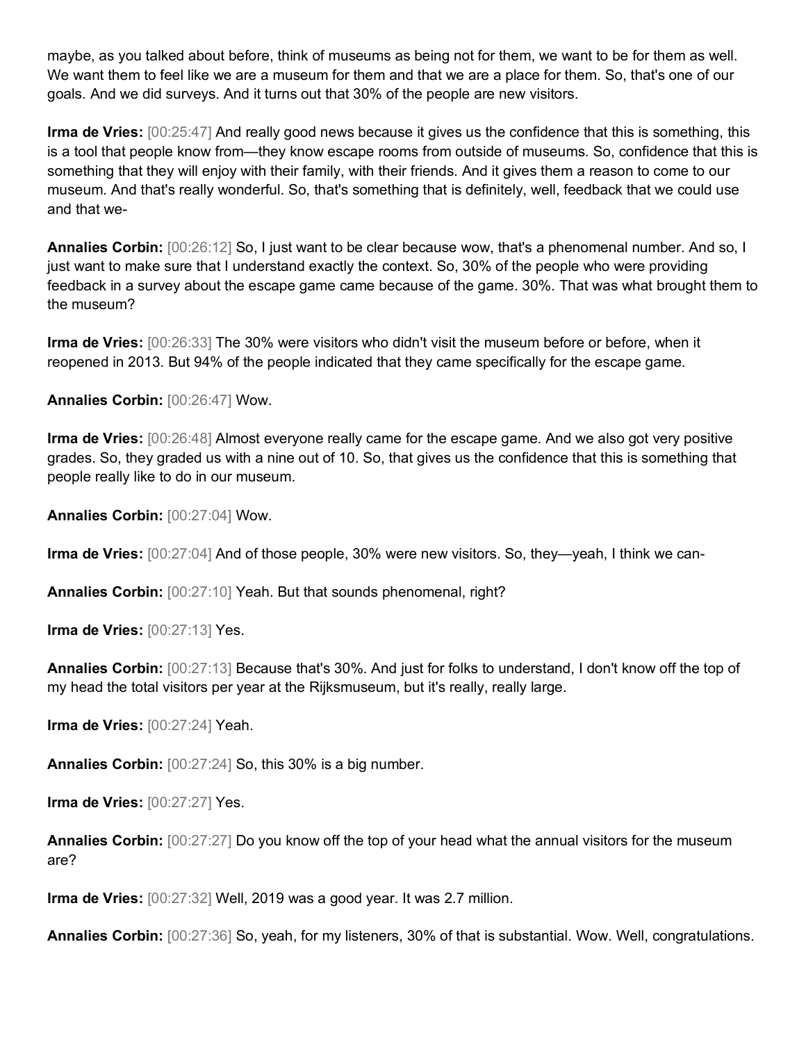maybe, as you talked about before, think of museums as being not for them, we want to be for them as well. We want them to feel like we are a museum for them and that we are a place for them. So, that's one of our goals. And we did surveys. And it turns out that 30% of the people are new visitors.

**Irma de Vries:** [00:25:47] And really good news because it gives us the confidence that this is something, this is a tool that people know from—they know escape rooms from outside of museums. So, confidence that this is something that they will enjoy with their family, with their friends. And it gives them a reason to come to our museum. And that's really wonderful. So, that's something that is definitely, well, feedback that we could use and that we-

**Annalies Corbin:** [00:26:12] So, I just want to be clear because wow, that's a phenomenal number. And so, I just want to make sure that I understand exactly the context. So, 30% of the people who were providing feedback in a survey about the escape game came because of the game. 30%. That was what brought them to the museum?

**Irma de Vries:** [00:26:33] The 30% were visitors who didn't visit the museum before or before, when it reopened in 2013. But 94% of the people indicated that they came specifically for the escape game.

**Annalies Corbin:** [00:26:47] Wow.

**Irma de Vries:** [00:26:48] Almost everyone really came for the escape game. And we also got very positive grades. So, they graded us with a nine out of 10. So, that gives us the confidence that this is something that people really like to do in our museum.

**Annalies Corbin:** [00:27:04] Wow.

**Irma de Vries:** [00:27:04] And of those people, 30% were new visitors. So, they—yeah, I think we can-

**Annalies Corbin:** [00:27:10] Yeah. But that sounds phenomenal, right?

**Irma de Vries:** [00:27:13] Yes.

**Annalies Corbin:** [00:27:13] Because that's 30%. And just for folks to understand, I don't know off the top of my head the total visitors per year at the Rijksmuseum, but it's really, really large.

**Irma de Vries:** [00:27:24] Yeah.

**Annalies Corbin:** [00:27:24] So, this 30% is a big number.

**Irma de Vries:** [00:27:27] Yes.

**Annalies Corbin:** [00:27:27] Do you know off the top of your head what the annual visitors for the museum are?

**Irma de Vries:** [00:27:32] Well, 2019 was a good year. It was 2.7 million.

**Annalies Corbin:** [00:27:36] So, yeah, for my listeners, 30% of that is substantial. Wow. Well, congratulations.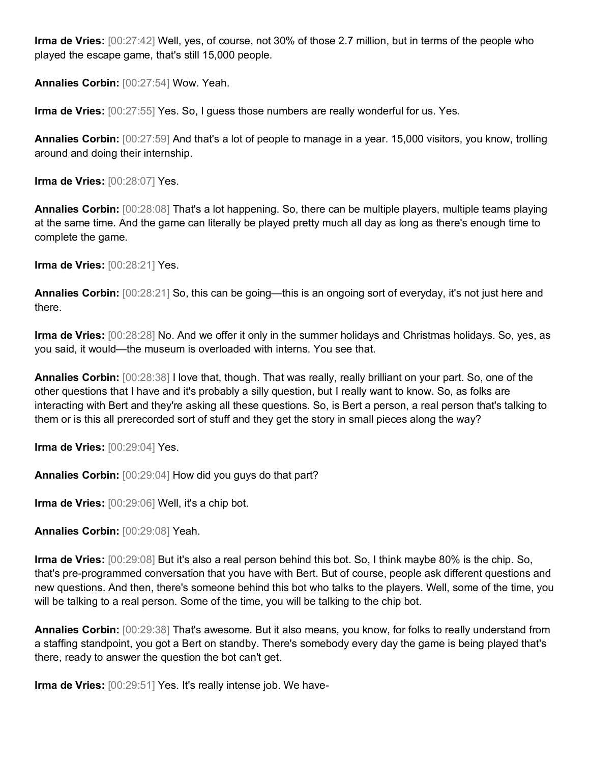**Irma de Vries:** [00:27:42] Well, yes, of course, not 30% of those 2.7 million, but in terms of the people who played the escape game, that's still 15,000 people.

**Annalies Corbin:** [00:27:54] Wow. Yeah.

**Irma de Vries:** [00:27:55] Yes. So, I guess those numbers are really wonderful for us. Yes.

**Annalies Corbin:** [00:27:59] And that's a lot of people to manage in a year. 15,000 visitors, you know, trolling around and doing their internship.

**Irma de Vries:** [00:28:07] Yes.

**Annalies Corbin:** [00:28:08] That's a lot happening. So, there can be multiple players, multiple teams playing at the same time. And the game can literally be played pretty much all day as long as there's enough time to complete the game.

**Irma de Vries:** [00:28:21] Yes.

**Annalies Corbin:** [00:28:21] So, this can be going—this is an ongoing sort of everyday, it's not just here and there.

**Irma de Vries:** [00:28:28] No. And we offer it only in the summer holidays and Christmas holidays. So, yes, as you said, it would—the museum is overloaded with interns. You see that.

**Annalies Corbin:** [00:28:38] I love that, though. That was really, really brilliant on your part. So, one of the other questions that I have and it's probably a silly question, but I really want to know. So, as folks are interacting with Bert and they're asking all these questions. So, is Bert a person, a real person that's talking to them or is this all prerecorded sort of stuff and they get the story in small pieces along the way?

**Irma de Vries:** [00:29:04] Yes.

**Annalies Corbin:** [00:29:04] How did you guys do that part?

**Irma de Vries:** [00:29:06] Well, it's a chip bot.

**Annalies Corbin:** [00:29:08] Yeah.

**Irma de Vries:** [00:29:08] But it's also a real person behind this bot. So, I think maybe 80% is the chip. So, that's pre-programmed conversation that you have with Bert. But of course, people ask different questions and new questions. And then, there's someone behind this bot who talks to the players. Well, some of the time, you will be talking to a real person. Some of the time, you will be talking to the chip bot.

**Annalies Corbin:** [00:29:38] That's awesome. But it also means, you know, for folks to really understand from a staffing standpoint, you got a Bert on standby. There's somebody every day the game is being played that's there, ready to answer the question the bot can't get.

**Irma de Vries:** [00:29:51] Yes. It's really intense job. We have-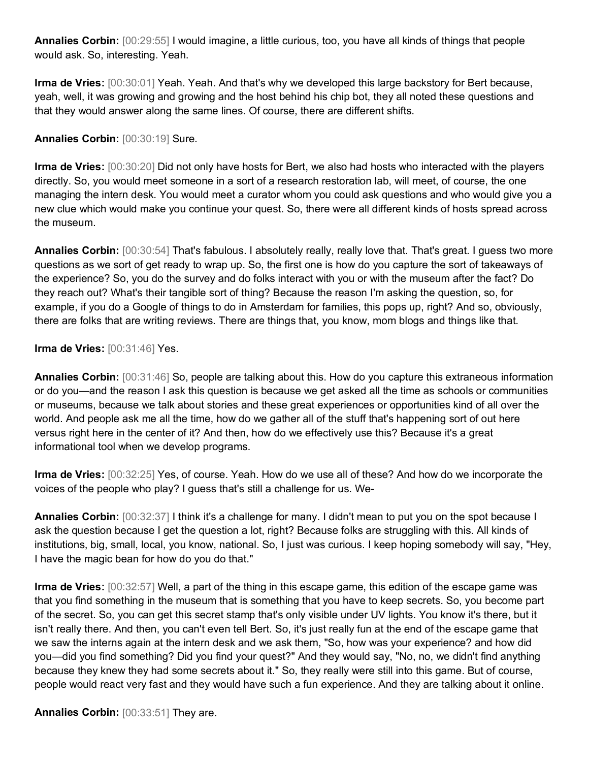**Annalies Corbin:** [00:29:55] I would imagine, a little curious, too, you have all kinds of things that people would ask. So, interesting. Yeah.

**Irma de Vries:** [00:30:01] Yeah. Yeah. And that's why we developed this large backstory for Bert because, yeah, well, it was growing and growing and the host behind his chip bot, they all noted these questions and that they would answer along the same lines. Of course, there are different shifts.

**Annalies Corbin:** [00:30:19] Sure.

**Irma de Vries:** [00:30:20] Did not only have hosts for Bert, we also had hosts who interacted with the players directly. So, you would meet someone in a sort of a research restoration lab, will meet, of course, the one managing the intern desk. You would meet a curator whom you could ask questions and who would give you a new clue which would make you continue your quest. So, there were all different kinds of hosts spread across the museum.

**Annalies Corbin:** [00:30:54] That's fabulous. I absolutely really, really love that. That's great. I guess two more questions as we sort of get ready to wrap up. So, the first one is how do you capture the sort of takeaways of the experience? So, you do the survey and do folks interact with you or with the museum after the fact? Do they reach out? What's their tangible sort of thing? Because the reason I'm asking the question, so, for example, if you do a Google of things to do in Amsterdam for families, this pops up, right? And so, obviously, there are folks that are writing reviews. There are things that, you know, mom blogs and things like that.

**Irma de Vries:** [00:31:46] Yes.

**Annalies Corbin:** [00:31:46] So, people are talking about this. How do you capture this extraneous information or do you—and the reason I ask this question is because we get asked all the time as schools or communities or museums, because we talk about stories and these great experiences or opportunities kind of all over the world. And people ask me all the time, how do we gather all of the stuff that's happening sort of out here versus right here in the center of it? And then, how do we effectively use this? Because it's a great informational tool when we develop programs.

**Irma de Vries:** [00:32:25] Yes, of course. Yeah. How do we use all of these? And how do we incorporate the voices of the people who play? I guess that's still a challenge for us. We-

**Annalies Corbin:** [00:32:37] I think it's a challenge for many. I didn't mean to put you on the spot because I ask the question because I get the question a lot, right? Because folks are struggling with this. All kinds of institutions, big, small, local, you know, national. So, I just was curious. I keep hoping somebody will say, "Hey, I have the magic bean for how do you do that."

**Irma de Vries:** [00:32:57] Well, a part of the thing in this escape game, this edition of the escape game was that you find something in the museum that is something that you have to keep secrets. So, you become part of the secret. So, you can get this secret stamp that's only visible under UV lights. You know it's there, but it isn't really there. And then, you can't even tell Bert. So, it's just really fun at the end of the escape game that we saw the interns again at the intern desk and we ask them, "So, how was your experience? and how did you—did you find something? Did you find your quest?" And they would say, "No, no, we didn't find anything because they knew they had some secrets about it." So, they really were still into this game. But of course, people would react very fast and they would have such a fun experience. And they are talking about it online.

**Annalies Corbin:** [00:33:51] They are.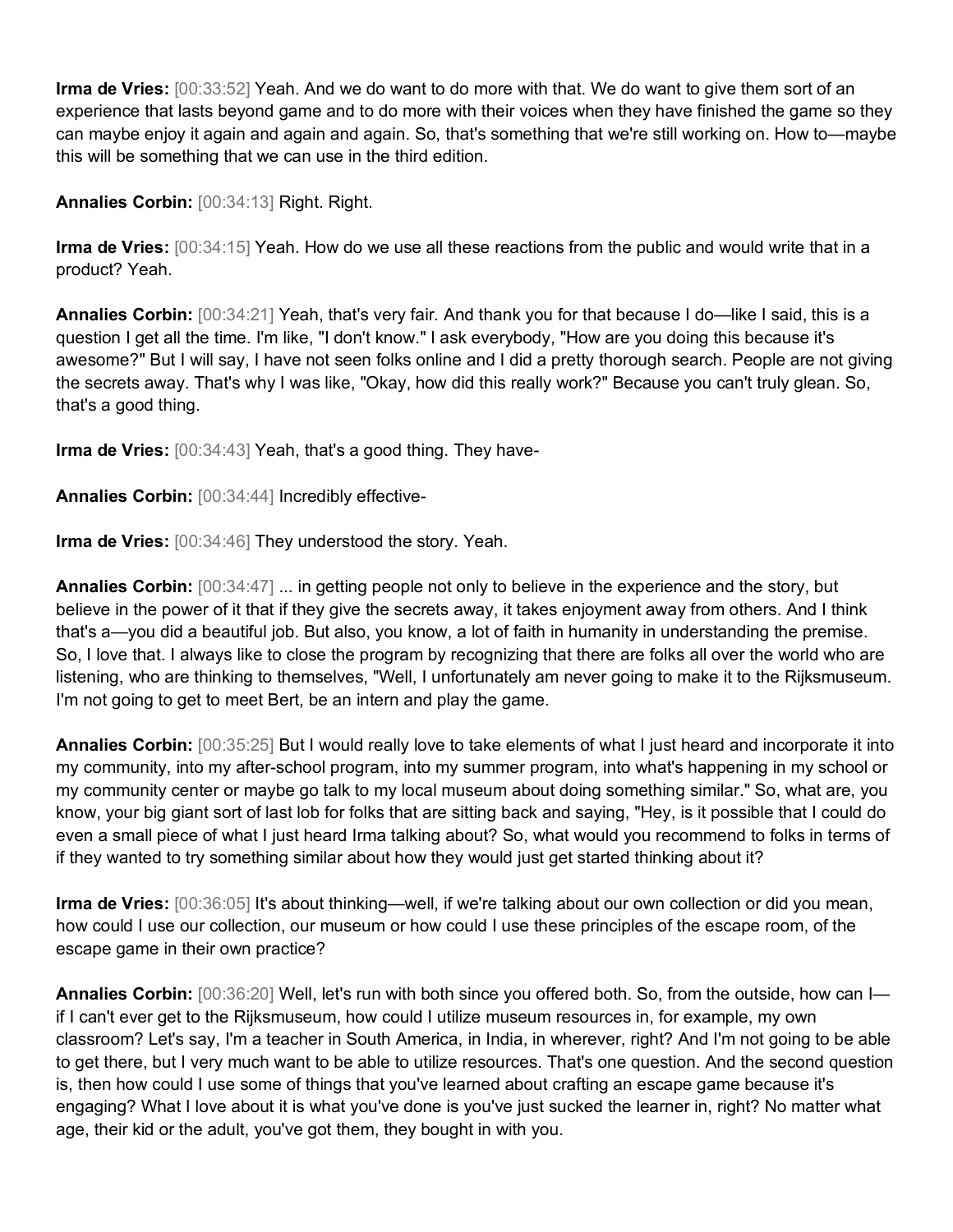**Irma de Vries:** [00:33:52] Yeah. And we do want to do more with that. We do want to give them sort of an experience that lasts beyond game and to do more with their voices when they have finished the game so they can maybe enjoy it again and again and again. So, that's something that we're still working on. How to—maybe this will be something that we can use in the third edition.

**Annalies Corbin:** [00:34:13] Right. Right.

**Irma de Vries:** [00:34:15] Yeah. How do we use all these reactions from the public and would write that in a product? Yeah.

**Annalies Corbin:** [00:34:21] Yeah, that's very fair. And thank you for that because I do—like I said, this is a question I get all the time. I'm like, "I don't know." I ask everybody, "How are you doing this because it's awesome?" But I will say, I have not seen folks online and I did a pretty thorough search. People are not giving the secrets away. That's why I was like, "Okay, how did this really work?" Because you can't truly glean. So, that's a good thing.

**Irma de Vries:** [00:34:43] Yeah, that's a good thing. They have-

**Annalies Corbin:** [00:34:44] Incredibly effective-

**Irma de Vries:** [00:34:46] They understood the story. Yeah.

**Annalies Corbin:** [00:34:47] ... in getting people not only to believe in the experience and the story, but believe in the power of it that if they give the secrets away, it takes enjoyment away from others. And I think that's a—you did a beautiful job. But also, you know, a lot of faith in humanity in understanding the premise. So, I love that. I always like to close the program by recognizing that there are folks all over the world who are listening, who are thinking to themselves, "Well, I unfortunately am never going to make it to the Rijksmuseum. I'm not going to get to meet Bert, be an intern and play the game.

**Annalies Corbin:** [00:35:25] But I would really love to take elements of what I just heard and incorporate it into my community, into my after-school program, into my summer program, into what's happening in my school or my community center or maybe go talk to my local museum about doing something similar." So, what are, you know, your big giant sort of last lob for folks that are sitting back and saying, "Hey, is it possible that I could do even a small piece of what I just heard Irma talking about? So, what would you recommend to folks in terms of if they wanted to try something similar about how they would just get started thinking about it?

**Irma de Vries:** [00:36:05] It's about thinking—well, if we're talking about our own collection or did you mean, how could I use our collection, our museum or how could I use these principles of the escape room, of the escape game in their own practice?

**Annalies Corbin:** [00:36:20] Well, let's run with both since you offered both. So, from the outside, how can I—if I can't ever get to the Rijksmuseum, how could I utilize museum resources in, for example, my own classroom? Let's say, I'm a teacher in South America, in India, in wherever, right? And I'm not going to be able to get there, but I very much want to be able to utilize resources. That's one question. And the second question is, then how could I use some of things that you've learned about crafting an escape game because it's engaging? What I love about it is what you've done is you've just sucked the learner in, right? No matter what age, their kid or the adult, you've got them, they bought in with you.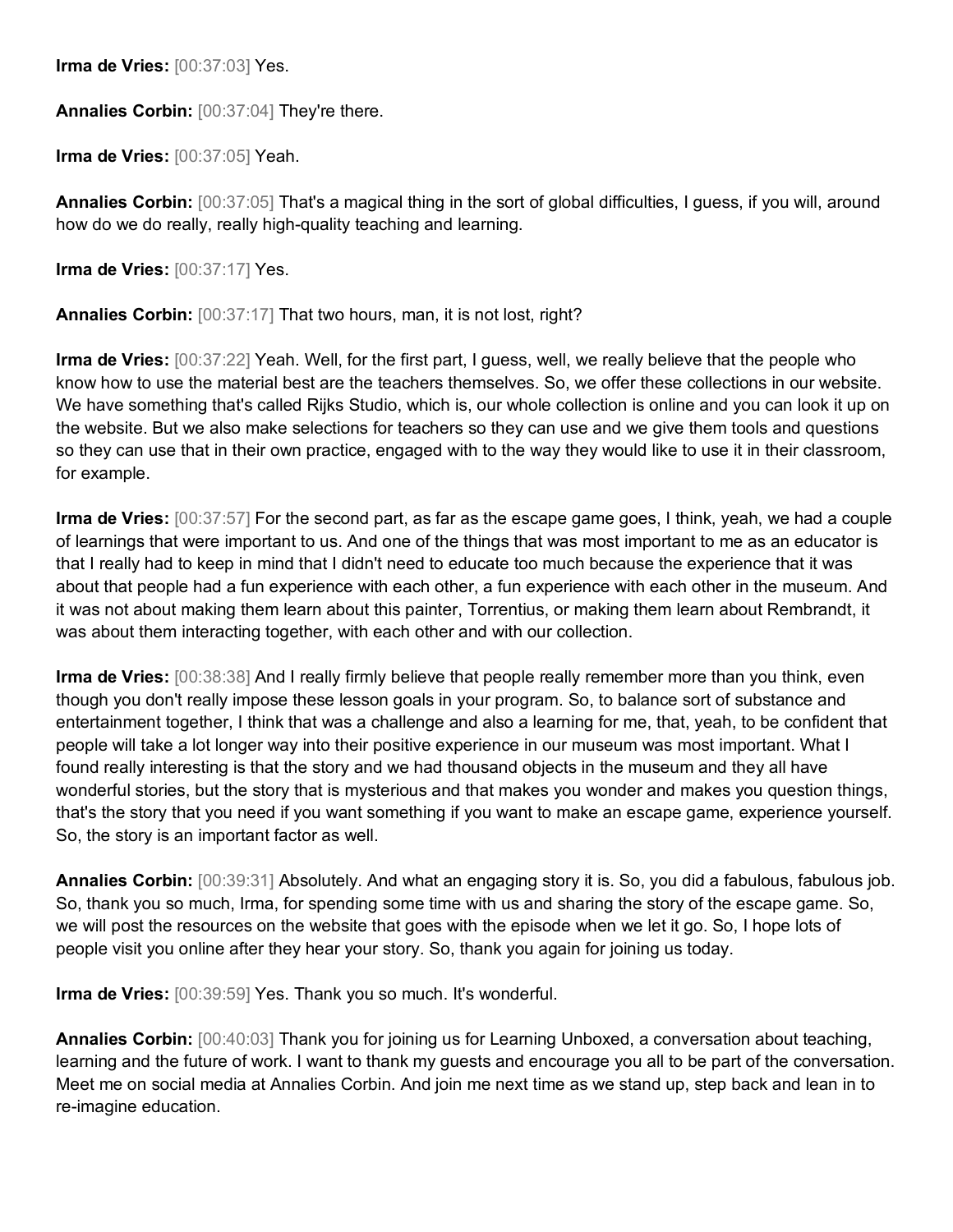**Irma de Vries:** [00:37:03] Yes.

**Annalies Corbin:** [00:37:04] They're there.

**Irma de Vries:** [00:37:05] Yeah.

**Annalies Corbin:** [00:37:05] That's a magical thing in the sort of global difficulties, I guess, if you will, around how do we do really, really high-quality teaching and learning.

**Irma de Vries:** [00:37:17] Yes.

**Annalies Corbin:** [00:37:17] That two hours, man, it is not lost, right?

**Irma de Vries:** [00:37:22] Yeah. Well, for the first part, I guess, well, we really believe that the people who know how to use the material best are the teachers themselves. So, we offer these collections in our website. We have something that's called Rijks Studio, which is, our whole collection is online and you can look it up on the website. But we also make selections for teachers so they can use and we give them tools and questions so they can use that in their own practice, engaged with to the way they would like to use it in their classroom, for example.

**Irma de Vries:** [00:37:57] For the second part, as far as the escape game goes, I think, yeah, we had a couple of learnings that were important to us. And one of the things that was most important to me as an educator is that I really had to keep in mind that I didn't need to educate too much because the experience that it was about that people had a fun experience with each other, a fun experience with each other in the museum. And it was not about making them learn about this painter, Torrentius, or making them learn about Rembrandt, it was about them interacting together, with each other and with our collection.

**Irma de Vries:** [00:38:38] And I really firmly believe that people really remember more than you think, even though you don't really impose these lesson goals in your program. So, to balance sort of substance and entertainment together, I think that was a challenge and also a learning for me, that, yeah, to be confident that people will take a lot longer way into their positive experience in our museum was most important. What I found really interesting is that the story and we had thousand objects in the museum and they all have wonderful stories, but the story that is mysterious and that makes you wonder and makes you question things, that's the story that you need if you want something if you want to make an escape game, experience yourself. So, the story is an important factor as well.

**Annalies Corbin:** [00:39:31] Absolutely. And what an engaging story it is. So, you did a fabulous, fabulous job. So, thank you so much, Irma, for spending some time with us and sharing the story of the escape game. So, we will post the resources on the website that goes with the episode when we let it go. So, I hope lots of people visit you online after they hear your story. So, thank you again for joining us today.

**Irma de Vries:** [00:39:59] Yes. Thank you so much. It's wonderful.

**Annalies Corbin:** [00:40:03] Thank you for joining us for Learning Unboxed, a conversation about teaching, learning and the future of work. I want to thank my guests and encourage you all to be part of the conversation. Meet me on social media at Annalies Corbin. And join me next time as we stand up, step back and lean in to re-imagine education.